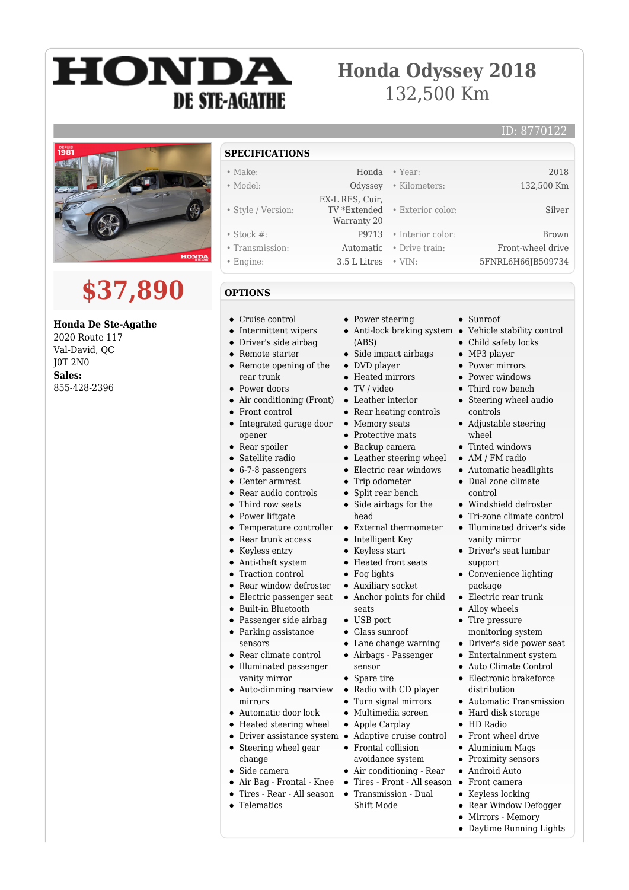# HONDA DE STE-AGATHE

# Honda Odyssey 2018
## 132,500 Km

ID: 8770122

## $37,890

**Honda De Ste-Agathe**
2020 Route 117
Val-David, QC
J0T 2N0
**Sales:**
855-428-2396

## SPECIFICATIONS

| | | | |
|---|---|---|---|
| • Make: | Honda | • Year: | 2018 |
| • Model: | Odyssey | • Kilometers: | 132,500 Km |
| • Style / Version: | EX-L RES, Cuir, TV *Extended Warranty 20 | • Exterior color: | Silver |
| • Stock #: | P9713 | • Interior color: | Brown |
| • Transmission: | Automatic | • Drive train: | Front-wheel drive |
| • Engine: | 3.5 L Litres | • VIN: | 5FNRL6H66JB509734 |

## OPTIONS

- Cruise control
- Intermittent wipers
- Driver's side airbag
- Remote starter
- Remote opening of the rear trunk
- Power doors
- Air conditioning (Front)
- Front control
- Integrated garage door opener
- Rear spoiler
- Satellite radio
- 6-7-8 passengers
- Center armrest
- Rear audio controls
- Third row seats
- Power liftgate
- Temperature controller
- Rear trunk access
- Keyless entry
- Anti-theft system
- Traction control
- Rear window defroster
- Electric passenger seat
- Built-in Bluetooth
- Passenger side airbag
- Parking assistance sensors
- Rear climate control
- Illuminated passenger vanity mirror
- Auto-dimming rearview mirrors
- Automatic door lock
- Heated steering wheel
- Driver assistance system
- Steering wheel gear change
- Side camera
- Air Bag - Frontal - Knee
- Tires - Rear - All season
- Telematics
- Power steering
- Anti-lock braking system (ABS)
- Side impact airbags
- DVD player
- Heated mirrors
- TV / video
- Leather interior
- Rear heating controls
- Memory seats
- Protective mats
- Backup camera
- Leather steering wheel
- Electric rear windows
- Trip odometer
- Split rear bench
- Side airbags for the head
- External thermometer
- Intelligent Key
- Keyless start
- Heated front seats
- Fog lights
- Auxiliary socket
- Anchor points for child seats
- USB port
- Glass sunroof
- Lane change warning
- Airbags - Passenger sensor
- Spare tire
- Radio with CD player
- Turn signal mirrors
- Multimedia screen
- Apple Carplay
- Adaptive cruise control
- Frontal collision avoidance system
- Air conditioning - Rear
- Tires - Front - All season
- Transmission - Dual Shift Mode
- Sunroof
- Vehicle stability control
- Child safety locks
- MP3 player
- Power mirrors
- Power windows
- Third row bench
- Steering wheel audio controls
- Adjustable steering wheel
- Tinted windows
- AM / FM radio
- Automatic headlights
- Dual zone climate control
- Windshield defroster
- Tri-zone climate control
- Illuminated driver's side vanity mirror
- Driver's seat lumbar support
- Convenience lighting package
- Electric rear trunk
- Alloy wheels
- Tire pressure monitoring system
- Driver's side power seat
- Entertainment system
- Auto Climate Control
- Electronic brakeforce distribution
- Automatic Transmission
- Hard disk storage
- HD Radio
- Front wheel drive
- Aluminium Mags
- Proximity sensors
- Android Auto
- Front camera
- Keyless locking
- Rear Window Defogger
- Mirrors - Memory
- Daytime Running Lights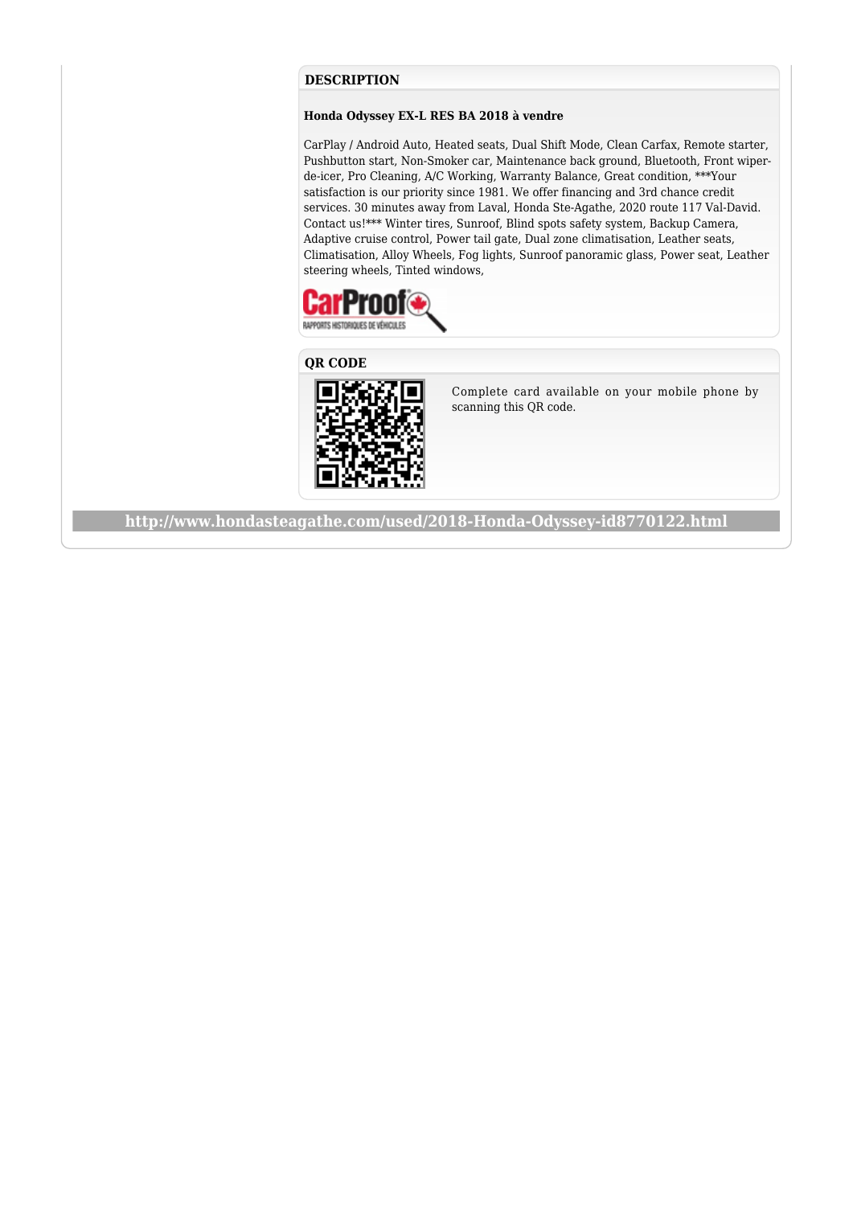## DESCRIPTION

**Honda Odyssey EX-L RES BA 2018 à vendre**

CarPlay / Android Auto, Heated seats, Dual Shift Mode, Clean Carfax, Remote starter, Pushbutton start, Non-Smoker car, Maintenance back ground, Bluetooth, Front wiper-de-icer, Pro Cleaning, A/C Working, Warranty Balance, Great condition, ***Your satisfaction is our priority since 1981. We offer financing and 3rd chance credit services. 30 minutes away from Laval, Honda Ste-Agathe, 2020 route 117 Val-David. Contact us!*** Winter tires, Sunroof, Blind spots safety system, Backup Camera, Adaptive cruise control, Power tail gate, Dual zone climatisation, Leather seats, Climatisation, Alloy Wheels, Fog lights, Sunroof panoramic glass, Power seat, Leather steering wheels, Tinted windows,

CarProof
RAPPORTS HISTORIQUES DE VÉHICULES

## QR CODE

Complete card available on your mobile phone by scanning this QR code.

**http://www.hondasteagathe.com/used/2018-Honda-Odyssey-id8770122.html**